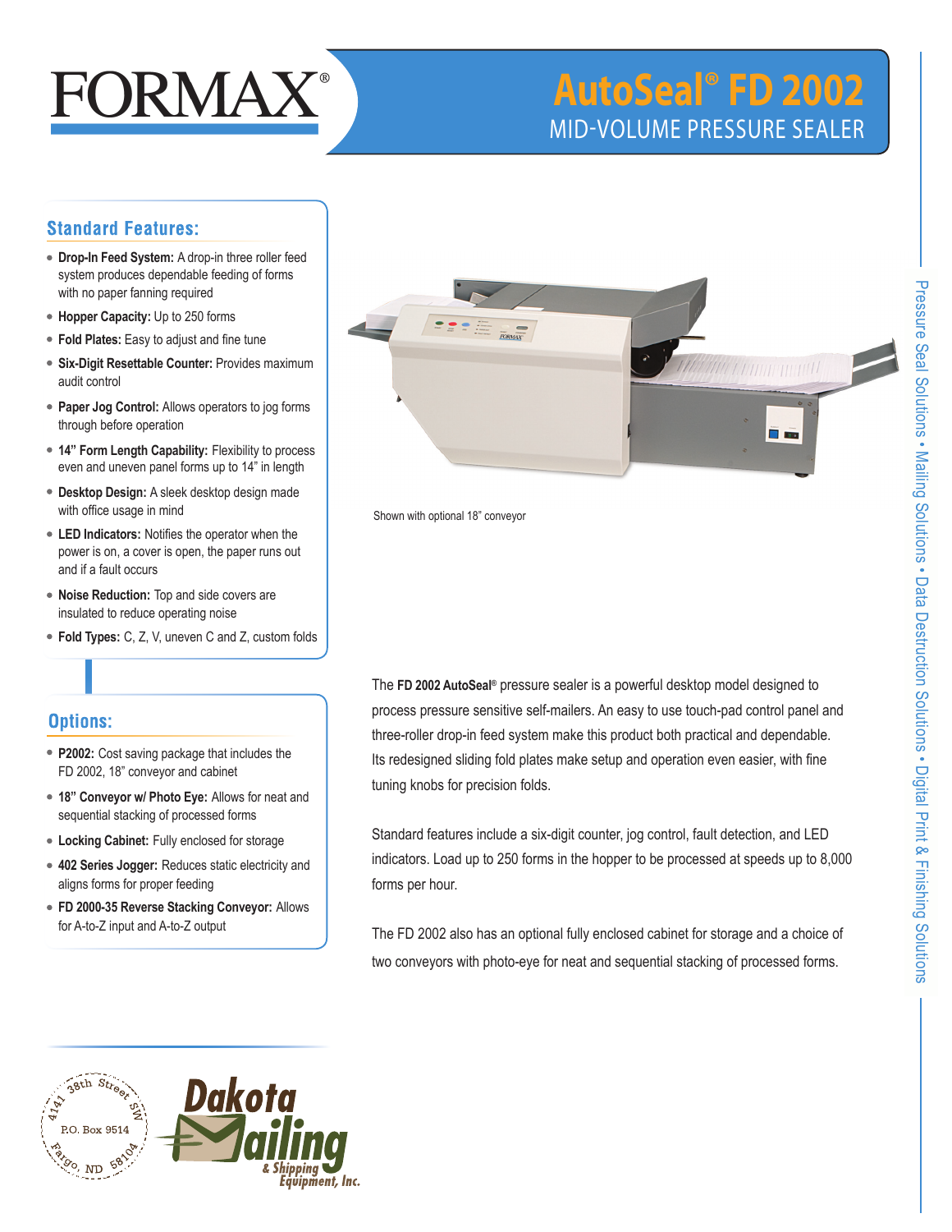FORMAX®

# AutoSeal® FD 2002

## MID-VOLUME PRESSURE SEALER

### Standard Features:

- **Drop-In Feed System:** A drop-in three roller feed system produces dependable feeding of forms with no paper fanning required
- **Hopper Capacity:** Up to 250 forms
- **Fold Plates:** Easy to adjust and fine tune
- **Six-Digit Resettable Counter:** Provides maximum audit control
- **Paper Jog Control:** Allows operators to jog forms through before operation
- **14" Form Length Capability:** Flexibility to process even and uneven panel forms up to 14" in length
- **Desktop Design:** A sleek desktop design made with office usage in mind
- **LED Indicators:** Notifies the operator when the power is on, a cover is open, the paper runs out and if a fault occurs
- **Noise Reduction:** Top and side covers are insulated to reduce operating noise
- **Fold Types:** C, Z, V, uneven C and Z, custom folds

### Options:

- **P2002:** Cost saving package that includes the FD 2002, 18" conveyor and cabinet
- **18" Conveyor w/ Photo Eye:** Allows for neat and sequential stacking of processed forms
- **Locking Cabinet:** Fully enclosed for storage
- **402 Series Jogger:** Reduces static electricity and aligns forms for proper feeding
- **FD 2000-35 Reverse Stacking Conveyor:** Allows for A-to-Z input and A-to-Z output

Shown with optional 18" conveyor

The **FD 2002 AutoSeal®** pressure sealer is a powerful desktop model designed to process pressure sensitive self-mailers. An easy to use touch-pad control panel and three-roller drop-in feed system make this product both practical and dependable. Its redesigned sliding fold plates make setup and operation even easier, with fine tuning knobs for precision folds.

Standard features include a six-digit counter, jog control, fault detection, and LED indicators. Load up to 250 forms in the hopper to be processed at speeds up to 8,000 forms per hour.

The FD 2002 also has an optional fully enclosed cabinet for storage and a choice of two conveyors with photo-eye for neat and sequential stacking of processed forms.

Pressure Seal Solutions • Mailing Solutions • Data Destruction Solutions • Digital Print & Finishing Solutions

4141 38th Street SW
P.O. Box 9514
Fargo, ND 58104

Dakota Mailing & Shipping Equipment, Inc.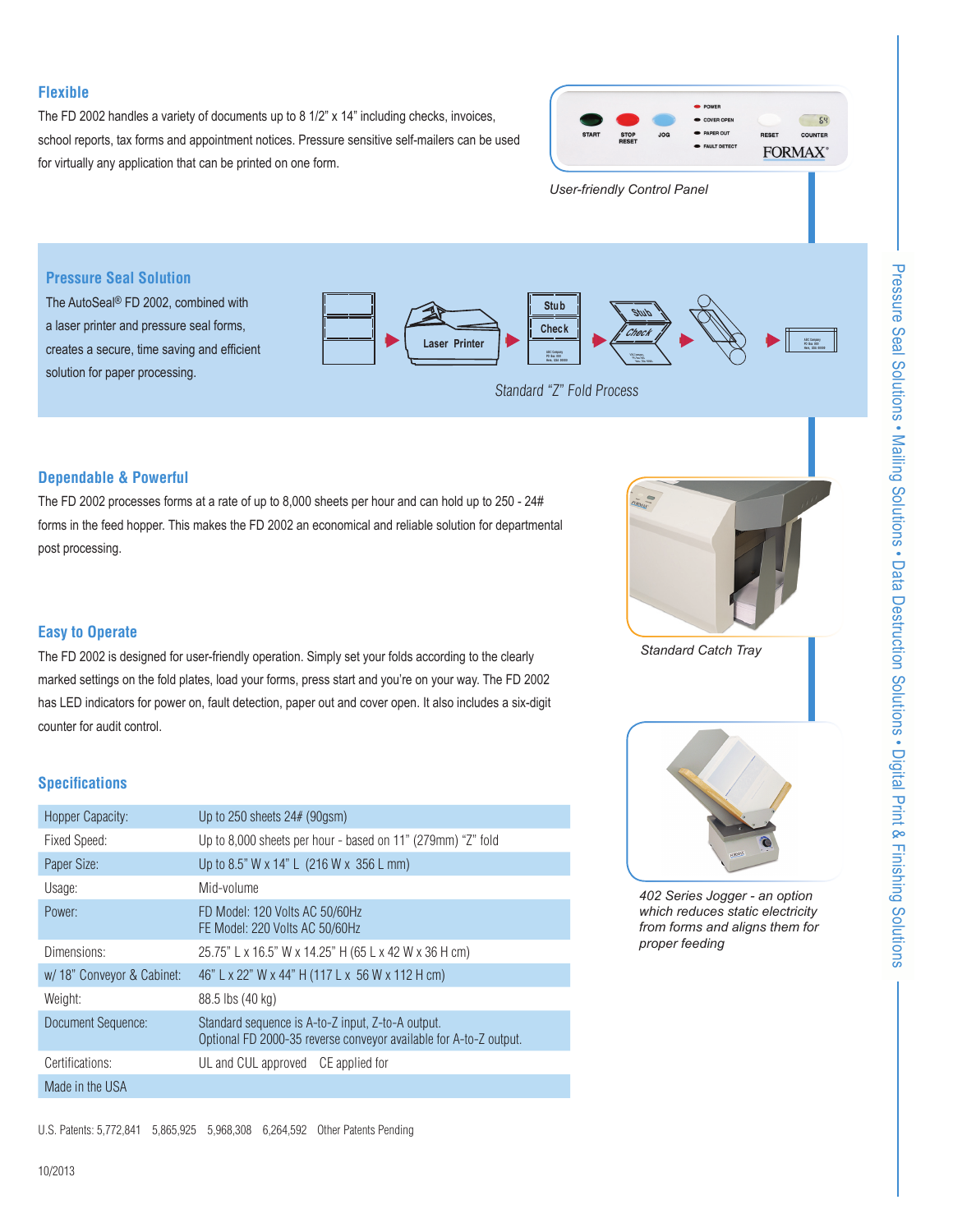## Flexible

The FD 2002 handles a variety of documents up to 8 1/2" x 14" including checks, invoices, school reports, tax forms and appointment notices. Pressure sensitive self-mailers can be used for virtually any application that can be printed on one form.

*User-friendly Control Panel*

## Pressure Seal Solution

The AutoSeal® FD 2002, combined with a laser printer and pressure seal forms, creates a secure, time saving and efficient solution for paper processing.

Laser Printer

Stub

Check

Standard "Z" Fold Process

## Dependable & Powerful

The FD 2002 processes forms at a rate of up to 8,000 sheets per hour and can hold up to 250 - 24# forms in the feed hopper. This makes the FD 2002 an economical and reliable solution for departmental post processing.

*Standard Catch Tray*

## Easy to Operate

The FD 2002 is designed for user-friendly operation. Simply set your folds according to the clearly marked settings on the fold plates, load your forms, press start and you're on your way. The FD 2002 has LED indicators for power on, fault detection, paper out and cover open. It also includes a six-digit counter for audit control.

*402 Series Jogger - an option which reduces static electricty from forms and aligns them for proper feeding*

## Specifications

| | |
|---|---|
| Hopper Capacity: | Up to 250 sheets 24# (90gsm) |
| Fixed Speed: | Up to 8,000 sheets per hour - based on 11" (279mm) "Z" fold |
| Paper Size: | Up to 8.5" W x 14" L (216 W x 356 L mm) |
| Usage: | Mid-volume |
| Power: | FD Model: 120 Volts AC 50/60Hz<br>FE Model: 220 Volts AC 50/60Hz |
| Dimensions: | 25.75" L x 16.5" W x 14.25" H (65 L x 42 W x 36 H cm) |
| w/ 18" Conveyor & Cabinet: | 46" L x 22" W x 44" H (117 L x 56 W x 112 H cm) |
| Weight: | 88.5 lbs (40 kg) |
| Document Sequence: | Standard sequence is A-to-Z input, Z-to-A output.<br>Optional FD 2000-35 reverse conveyor available for A-to-Z output. |
| Certifications: | UL and CUL approved CE applied for |
| Made in the USA | |

U.S. Patents: 5,772,841 5,865,925 5,968,308 6,264,592 Other Patents Pending

10/2013

Pressure Seal Solutions • Mailing Solutions • Data Destruction Solutions • Digital Print & Finishing Solutions